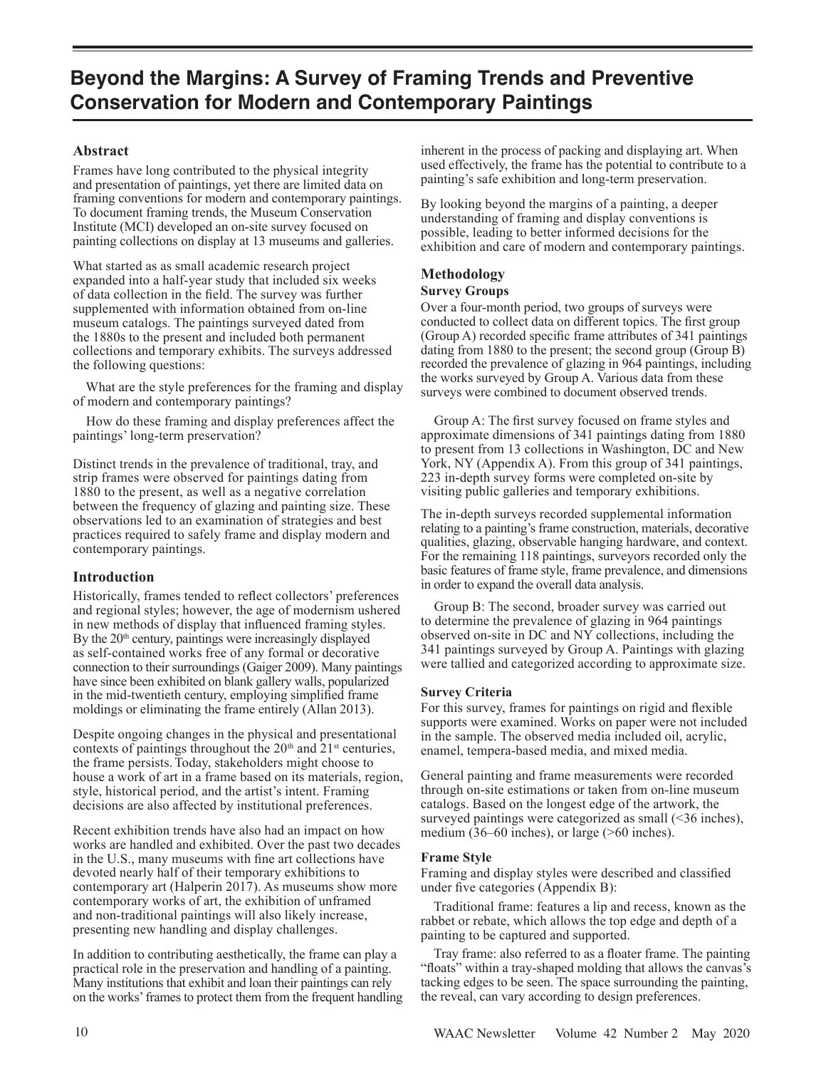# Beyond the Margins: A Survey of Framing Trends and Preventive Conservation for Modern and Contemporary Paintings

## Abstract

Frames have long contributed to the physical integrity and presentation of paintings, yet there are limited data on framing conventions for modern and contemporary paintings. To document framing trends, the Museum Conservation Institute (MCI) developed an on-site survey focused on painting collections on display at 13 museums and galleries.

What started as as small academic research project expanded into a half-year study that included six weeks of data collection in the field. The survey was further supplemented with information obtained from on-line museum catalogs. The paintings surveyed dated from the 1880s to the present and included both permanent collections and temporary exhibits. The surveys addressed the following questions:

What are the style preferences for the framing and display of modern and contemporary paintings?

How do these framing and display preferences affect the paintings' long-term preservation?

Distinct trends in the prevalence of traditional, tray, and strip frames were observed for paintings dating from 1880 to the present, as well as a negative correlation between the frequency of glazing and painting size. These observations led to an examination of strategies and best practices required to safely frame and display modern and contemporary paintings.

## Introduction

Historically, frames tended to reflect collectors' preferences and regional styles; however, the age of modernism ushered in new methods of display that influenced framing styles. By the 20th century, paintings were increasingly displayed as self-contained works free of any formal or decorative connection to their surroundings (Gaiger 2009). Many paintings have since been exhibited on blank gallery walls, popularized in the mid-twentieth century, employing simplified frame moldings or eliminating the frame entirely (Allan 2013).

Despite ongoing changes in the physical and presentational contexts of paintings throughout the 20th and 21st centuries, the frame persists. Today, stakeholders might choose to house a work of art in a frame based on its materials, region, style, historical period, and the artist's intent. Framing decisions are also affected by institutional preferences.

Recent exhibition trends have also had an impact on how works are handled and exhibited. Over the past two decades in the U.S., many museums with fine art collections have devoted nearly half of their temporary exhibitions to contemporary art (Halperin 2017). As museums show more contemporary works of art, the exhibition of unframed and non-traditional paintings will also likely increase, presenting new handling and display challenges.

In addition to contributing aesthetically, the frame can play a practical role in the preservation and handling of a painting. Many institutions that exhibit and loan their paintings can rely on the works' frames to protect them from the frequent handling inherent in the process of packing and displaying art. When used effectively, the frame has the potential to contribute to a painting's safe exhibition and long-term preservation.

By looking beyond the margins of a painting, a deeper understanding of framing and display conventions is possible, leading to better informed decisions for the exhibition and care of modern and contemporary paintings.

## Methodology

### Survey Groups

Over a four-month period, two groups of surveys were conducted to collect data on different topics. The first group (Group A) recorded specific frame attributes of 341 paintings dating from 1880 to the present; the second group (Group B) recorded the prevalence of glazing in 964 paintings, including the works surveyed by Group A. Various data from these surveys were combined to document observed trends.

Group A: The first survey focused on frame styles and approximate dimensions of 341 paintings dating from 1880 to present from 13 collections in Washington, DC and New York, NY (Appendix A). From this group of 341 paintings, 223 in-depth survey forms were completed on-site by visiting public galleries and temporary exhibitions.

The in-depth surveys recorded supplemental information relating to a painting's frame construction, materials, decorative qualities, glazing, observable hanging hardware, and context. For the remaining 118 paintings, surveyors recorded only the basic features of frame style, frame prevalence, and dimensions in order to expand the overall data analysis.

Group B: The second, broader survey was carried out to determine the prevalence of glazing in 964 paintings observed on-site in DC and NY collections, including the 341 paintings surveyed by Group A. Paintings with glazing were tallied and categorized according to approximate size.

### Survey Criteria

For this survey, frames for paintings on rigid and flexible supports were examined. Works on paper were not included in the sample. The observed media included oil, acrylic, enamel, tempera-based media, and mixed media.

General painting and frame measurements were recorded through on-site estimations or taken from on-line museum catalogs. Based on the longest edge of the artwork, the surveyed paintings were categorized as small (<36 inches), medium (36–60 inches), or large (>60 inches).

### Frame Style

Framing and display styles were described and classified under five categories (Appendix B):

Traditional frame: features a lip and recess, known as the rabbet or rebate, which allows the top edge and depth of a painting to be captured and supported.

Tray frame: also referred to as a floater frame. The painting "floats" within a tray-shaped molding that allows the canvas's tacking edges to be seen. The space surrounding the painting, the reveal, can vary according to design preferences.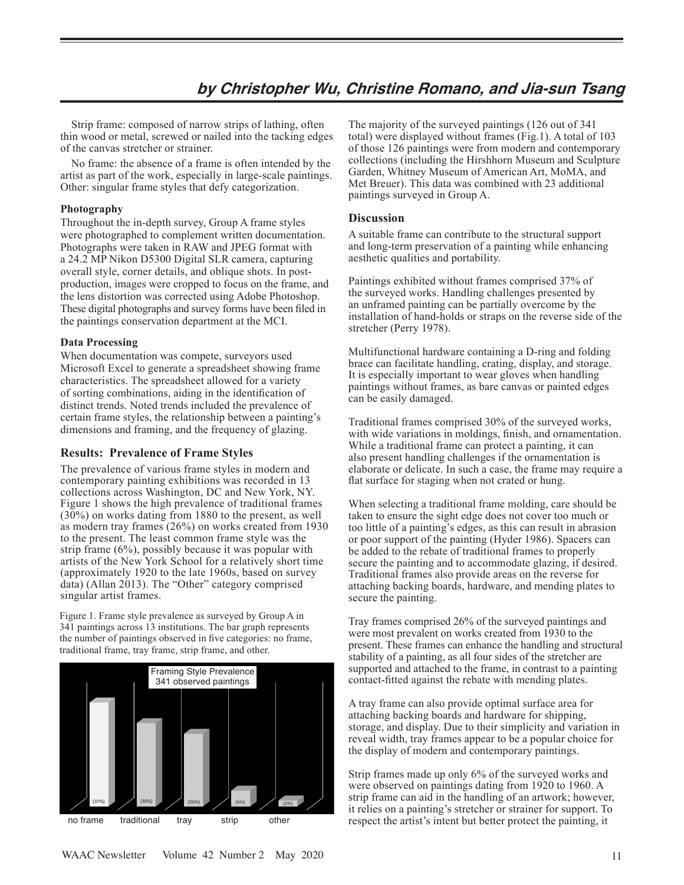## by Christopher Wu, Christine Romano, and Jia-sun Tsang

Strip frame: composed of narrow strips of lathing, often thin wood or metal, screwed or nailed into the tacking edges of the canvas stretcher or strainer.

No frame: the absence of a frame is often intended by the artist as part of the work, especially in large-scale paintings. Other: singular frame styles that defy categorization.

**Photography**

Throughout the in-depth survey, Group A frame styles were photographed to complement written documentation. Photographs were taken in RAW and JPEG format with a 24.2 MP Nikon D5300 Digital SLR camera, capturing overall style, corner details, and oblique shots. In post-production, images were cropped to focus on the frame, and the lens distortion was corrected using Adobe Photoshop. These digital photographs and survey forms have been filed in the paintings conservation department at the MCI.

**Data Processing**

When documentation was compete, surveyors used Microsoft Excel to generate a spreadsheet showing frame characteristics. The spreadsheet allowed for a variety of sorting combinations, aiding in the identification of distinct trends. Noted trends included the prevalence of certain frame styles, the relationship between a painting's dimensions and framing, and the frequency of glazing.

### Results: Prevalence of Frame Styles

The prevalence of various frame styles in modern and contemporary painting exhibitions was recorded in 13 collections across Washington, DC and New York, NY. Figure 1 shows the high prevalence of traditional frames (30%) on works dating from 1880 to the present, as well as modern tray frames (26%) on works created from 1930 to the present. The least common frame style was the strip frame (6%), possibly because it was popular with artists of the New York School for a relatively short time (approximately 1920 to the late 1960s, based on survey data) (Allan 2013). The "Other" category comprised singular artist frames.

Figure 1. Frame style prevalence as surveyed by Group A in 341 paintings across 13 institutions. The bar graph represents the number of paintings observed in five categories: no frame, traditional frame, tray frame, strip frame, and other.

Framing Style Prevalence
341 observed paintings

| no frame | traditional | tray | strip | other |
|---|---|---|---|---|
| (37%) | (30%) | (26%) | (6%) | (2%) |

The majority of the surveyed paintings (126 out of 341 total) were displayed without frames (Fig.1). A total of 103 of those 126 paintings were from modern and contemporary collections (including the Hirshhorn Museum and Sculpture Garden, Whitney Museum of American Art, MoMA, and Met Breuer). This data was combined with 23 additional paintings surveyed in Group A.

### Discussion

A suitable frame can contribute to the structural support and long-term preservation of a painting while enhancing aesthetic qualities and portability.

Paintings exhibited without frames comprised 37% of the surveyed works. Handling challenges presented by an unframed painting can be partially overcome by the installation of hand-holds or straps on the reverse side of the stretcher (Perry 1978).

Multifunctional hardware containing a D-ring and folding brace can facilitate handling, crating, display, and storage. It is especially important to wear gloves when handling paintings without frames, as bare canvas or painted edges can be easily damaged.

Traditional frames comprised 30% of the surveyed works, with wide variations in moldings, finish, and ornamentation. While a traditional frame can protect a painting, it can also present handling challenges if the ornamentation is elaborate or delicate. In such a case, the frame may require a flat surface for staging when not crated or hung.

When selecting a traditional frame molding, care should be taken to ensure the sight edge does not cover too much or too little of a painting's edges, as this can result in abrasion or poor support of the painting (Hyder 1986). Spacers can be added to the rebate of traditional frames to properly secure the painting and to accommodate glazing, if desired. Traditional frames also provide areas on the reverse for attaching backing boards, hardware, and mending plates to secure the painting.

Tray frames comprised 26% of the surveyed paintings and were most prevalent on works created from 1930 to the present. These frames can enhance the handling and structural stability of a painting, as all four sides of the stretcher are supported and attached to the frame, in contrast to a painting contact-fitted against the rebate with mending plates.

A tray frame can also provide optimal surface area for attaching backing boards and hardware for shipping, storage, and display. Due to their simplicity and variation in reveal width, tray frames appear to be a popular choice for the display of modern and contemporary paintings.

Strip frames made up only 6% of the surveyed works and were observed on paintings dating from 1920 to 1960. A strip frame can aid in the handling of an artwork; however, it relies on a painting's stretcher or strainer for support. To respect the artist's intent but better protect the painting, it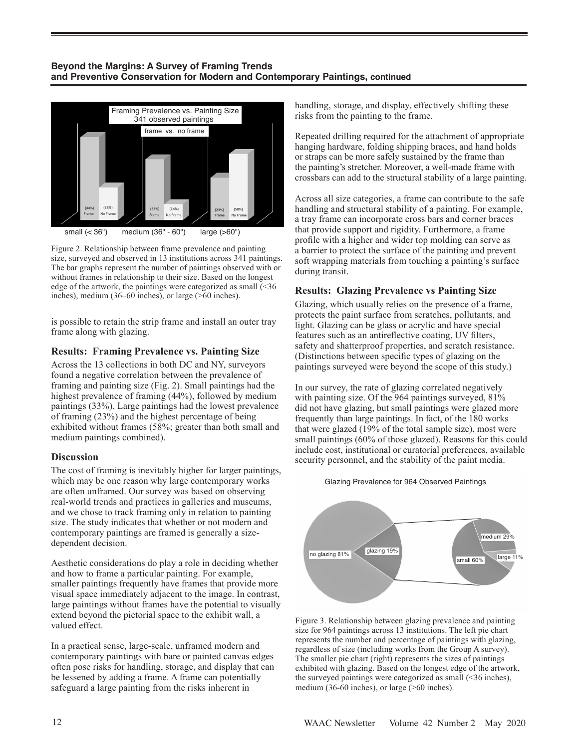Figure 2. Relationship between frame prevalence and painting size, surveyed and observed in 13 institutions across 341 paintings. The bar graphs represent the number of paintings observed with or without frames in relationship to their size. Based on the longest edge of the artwork, the paintings were categorized as small (<36 inches), medium (36–60 inches), or large (>60 inches).

is possible to retain the strip frame and install an outer tray frame along with glazing.

### Results: Framing Prevalence vs. Painting Size

Across the 13 collections in both DC and NY, surveyors found a negative correlation between the prevalence of framing and painting size (Fig. 2). Small paintings had the highest prevalence of framing (44%), followed by medium paintings (33%). Large paintings had the lowest prevalence of framing (23%) and the highest percentage of being exhibited without frames (58%; greater than both small and medium paintings combined).

### Discussion

The cost of framing is inevitably higher for larger paintings, which may be one reason why large contemporary works are often unframed. Our survey was based on observing real-world trends and practices in galleries and museums, and we chose to track framing only in relation to painting size. The study indicates that whether or not modern and contemporary paintings are framed is generally a size-dependent decision.

Aesthetic considerations do play a role in deciding whether and how to frame a particular painting. For example, smaller paintings frequently have frames that provide more visual space immediately adjacent to the image. In contrast, large paintings without frames have the potential to visually extend beyond the pictorial space to the exhibit wall, a valued effect.

In a practical sense, large-scale, unframed modern and contemporary paintings with bare or painted canvas edges often pose risks for handling, storage, and display that can be lessened by adding a frame. A frame can potentially safeguard a large painting from the risks inherent in handling, storage, and display, effectively shifting these risks from the painting to the frame.

Repeated drilling required for the attachment of appropriate hanging hardware, folding shipping braces, and hand holds or straps can be more safely sustained by the frame than the painting's stretcher. Moreover, a well-made frame with crossbars can add to the structural stability of a large painting.

Across all size categories, a frame can contribute to the safe handling and structural stability of a painting. For example, a tray frame can incorporate cross bars and corner braces that provide support and rigidity. Furthermore, a frame profile with a higher and wider top molding can serve as a barrier to protect the surface of the painting and prevent soft wrapping materials from touching a painting's surface during transit.

### Results: Glazing Prevalence vs Painting Size

Glazing, which usually relies on the presence of a frame, protects the paint surface from scratches, pollutants, and light. Glazing can be glass or acrylic and have special features such as an antireflective coating, UV filters, safety and shatterproof properties, and scratch resistance. (Distinctions between specific types of glazing on the paintings surveyed were beyond the scope of this study.)

In our survey, the rate of glazing correlated negatively with painting size. Of the 964 paintings surveyed, 81% did not have glazing, but small paintings were glazed more frequently than large paintings. In fact, of the 180 works that were glazed (19% of the total sample size), most were small paintings (60% of those glazed). Reasons for this could include cost, institutional or curatorial preferences, available security personnel, and the stability of the paint media.

Figure 3. Relationship between glazing prevalence and painting size for 964 paintings across 13 institutions. The left pie chart represents the number and percentage of paintings with glazing, regardless of size (including works from the Group A survey). The smaller pie chart (right) represents the sizes of paintings exhibited with glazing. Based on the longest edge of the artwork, the surveyed paintings were categorized as small (<36 inches), medium (36-60 inches), or large (>60 inches).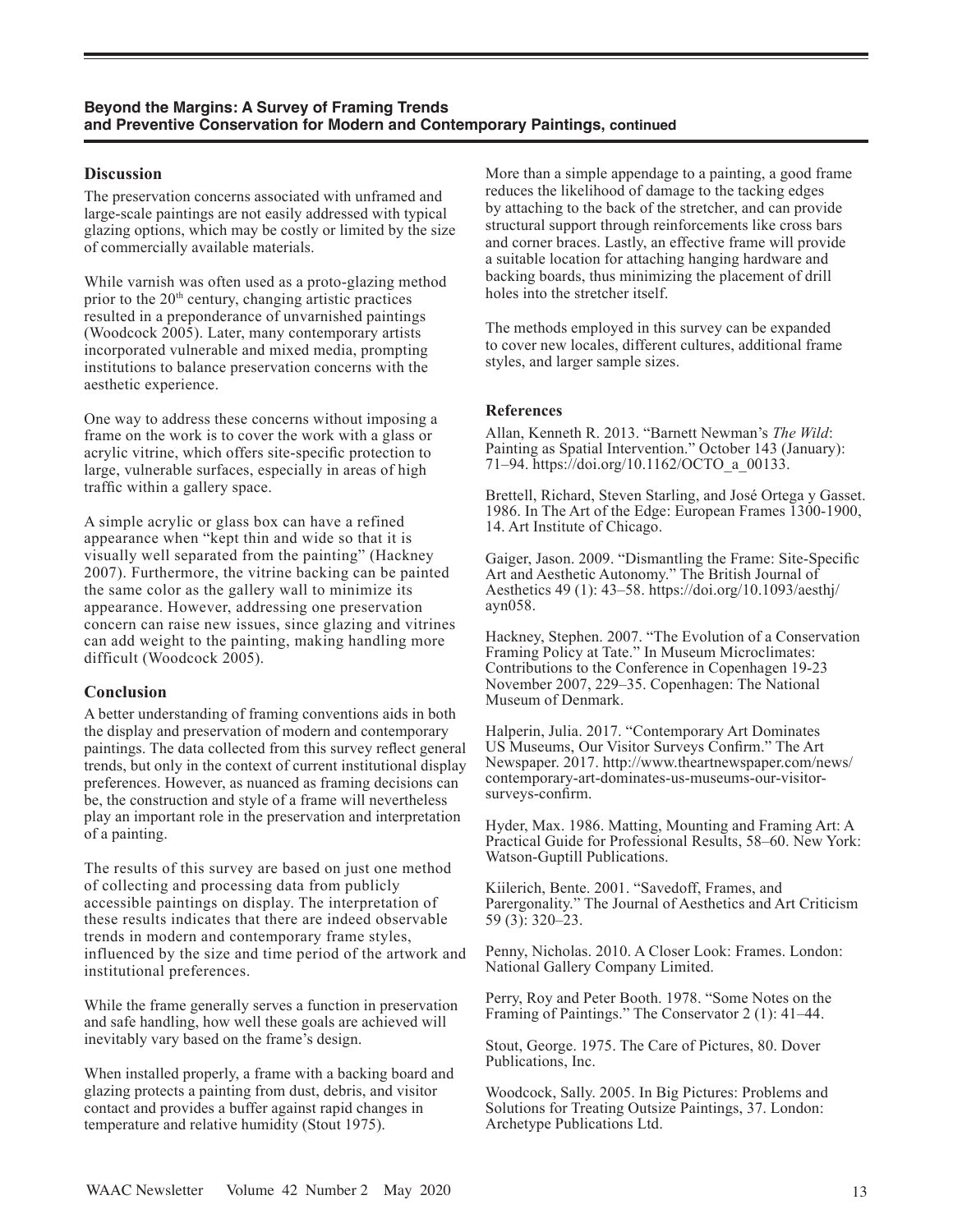## Discussion

The preservation concerns associated with unframed and large-scale paintings are not easily addressed with typical glazing options, which may be costly or limited by the size of commercially available materials.

While varnish was often used as a proto-glazing method prior to the 20th century, changing artistic practices resulted in a preponderance of unvarnished paintings (Woodcock 2005). Later, many contemporary artists incorporated vulnerable and mixed media, prompting institutions to balance preservation concerns with the aesthetic experience.

One way to address these concerns without imposing a frame on the work is to cover the work with a glass or acrylic vitrine, which offers site-specific protection to large, vulnerable surfaces, especially in areas of high traffic within a gallery space.

A simple acrylic or glass box can have a refined appearance when "kept thin and wide so that it is visually well separated from the painting" (Hackney 2007). Furthermore, the vitrine backing can be painted the same color as the gallery wall to minimize its appearance. However, addressing one preservation concern can raise new issues, since glazing and vitrines can add weight to the painting, making handling more difficult (Woodcock 2005).

## Conclusion

A better understanding of framing conventions aids in both the display and preservation of modern and contemporary paintings. The data collected from this survey reflect general trends, but only in the context of current institutional display preferences. However, as nuanced as framing decisions can be, the construction and style of a frame will nevertheless play an important role in the preservation and interpretation of a painting.

The results of this survey are based on just one method of collecting and processing data from publicly accessible paintings on display. The interpretation of these results indicates that there are indeed observable trends in modern and contemporary frame styles, influenced by the size and time period of the artwork and institutional preferences.

While the frame generally serves a function in preservation and safe handling, how well these goals are achieved will inevitably vary based on the frame's design.

When installed properly, a frame with a backing board and glazing protects a painting from dust, debris, and visitor contact and provides a buffer against rapid changes in temperature and relative humidity (Stout 1975).

More than a simple appendage to a painting, a good frame reduces the likelihood of damage to the tacking edges by attaching to the back of the stretcher, and can provide structural support through reinforcements like cross bars and corner braces. Lastly, an effective frame will provide a suitable location for attaching hanging hardware and backing boards, thus minimizing the placement of drill holes into the stretcher itself.

The methods employed in this survey can be expanded to cover new locales, different cultures, additional frame styles, and larger sample sizes.

### References

Allan, Kenneth R. 2013. "Barnett Newman's *The Wild*: Painting as Spatial Intervention." October 143 (January): 71–94. https://doi.org/10.1162/OCTO_a_00133.

Brettell, Richard, Steven Starling, and José Ortega y Gasset. 1986. In The Art of the Edge: European Frames 1300-1900, 14. Art Institute of Chicago.

Gaiger, Jason. 2009. "Dismantling the Frame: Site-Specific Art and Aesthetic Autonomy." The British Journal of Aesthetics 49 (1): 43–58. https://doi.org/10.1093/aesthj/ayn058.

Hackney, Stephen. 2007. "The Evolution of a Conservation Framing Policy at Tate." In Museum Microclimates: Contributions to the Conference in Copenhagen 19-23 November 2007, 229–35. Copenhagen: The National Museum of Denmark.

Halperin, Julia. 2017. "Contemporary Art Dominates US Museums, Our Visitor Surveys Confirm." The Art Newspaper. 2017. http://www.theartnewspaper.com/news/contemporary-art-dominates-us-museums-our-visitor-surveys-confirm.

Hyder, Max. 1986. Matting, Mounting and Framing Art: A Practical Guide for Professional Results, 58–60. New York: Watson-Guptill Publications.

Kiilerich, Bente. 2001. "Savedoff, Frames, and Parergonality." The Journal of Aesthetics and Art Criticism 59 (3): 320–23.

Penny, Nicholas. 2010. A Closer Look: Frames. London: National Gallery Company Limited.

Perry, Roy and Peter Booth. 1978. "Some Notes on the Framing of Paintings." The Conservator 2 (1): 41–44.

Stout, George. 1975. The Care of Pictures, 80. Dover Publications, Inc.

Woodcock, Sally. 2005. In Big Pictures: Problems and Solutions for Treating Outsize Paintings, 37. London: Archetype Publications Ltd.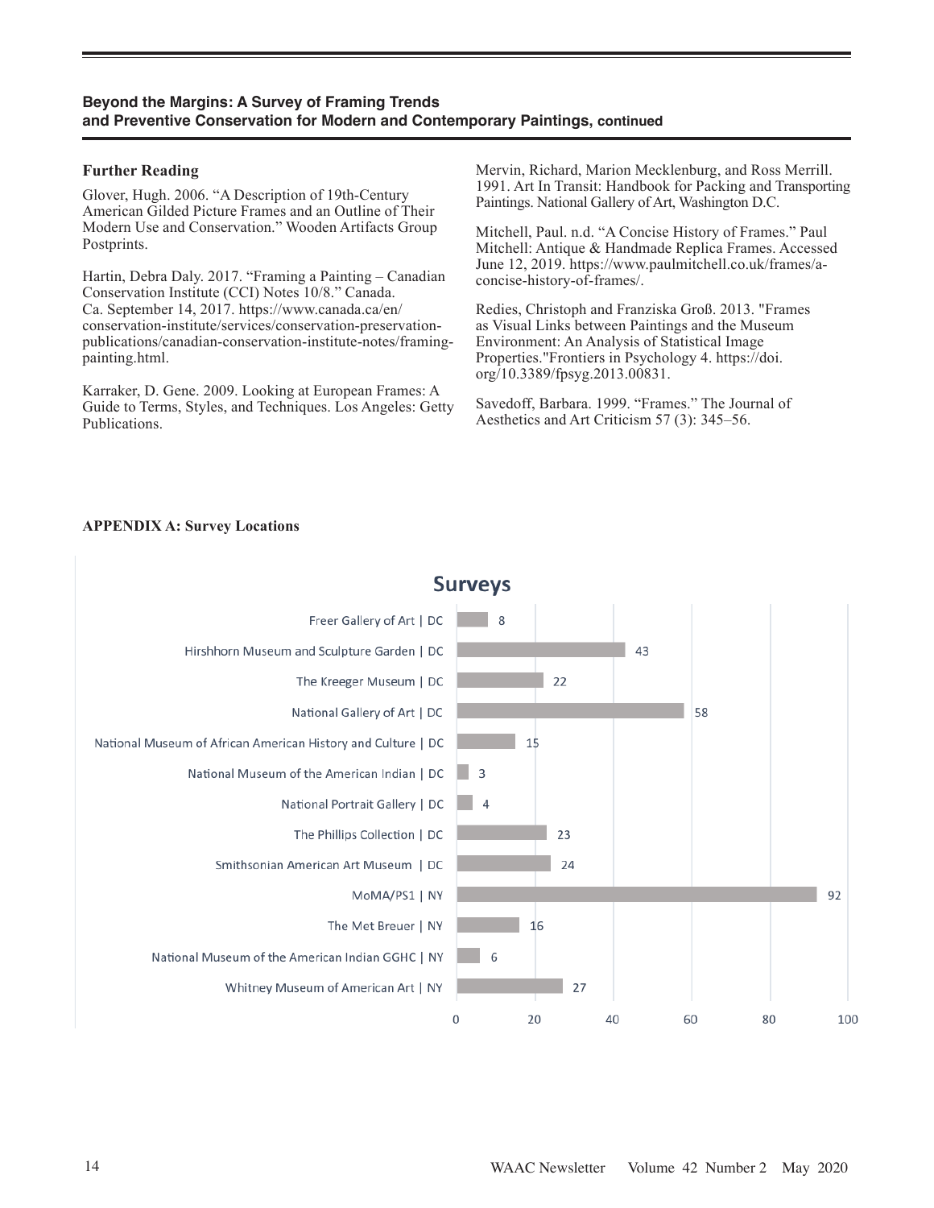## Further Reading

Glover, Hugh. 2006. "A Description of 19th-Century American Gilded Picture Frames and an Outline of Their Modern Use and Conservation." Wooden Artifacts Group Postprints.

Hartin, Debra Daly. 2017. "Framing a Painting – Canadian Conservation Institute (CCI) Notes 10/8." Canada. Ca. September 14, 2017. https://www.canada.ca/en/conservation-institute/services/conservation-preservation-publications/canadian-conservation-institute-notes/framing-painting.html.

Karraker, D. Gene. 2009. Looking at European Frames: A Guide to Terms, Styles, and Techniques. Los Angeles: Getty Publications.

Mervin, Richard, Marion Mecklenburg, and Ross Merrill. 1991. Art In Transit: Handbook for Packing and Transporting Paintings. National Gallery of Art, Washington D.C.

Mitchell, Paul. n.d. "A Concise History of Frames." Paul Mitchell: Antique & Handmade Replica Frames. Accessed June 12, 2019. https://www.paulmitchell.co.uk/frames/a-concise-history-of-frames/.

Redies, Christoph and Franziska Groß. 2013. "Frames as Visual Links between Paintings and the Museum Environment: An Analysis of Statistical Image Properties."Frontiers in Psychology 4. https://doi.org/10.3389/fpsyg.2013.00831.

Savedoff, Barbara. 1999. "Frames." The Journal of Aesthetics and Art Criticism 57 (3): 345–56.

## APPENDIX A: Survey Locations

**Surveys**

| Location | Surveys |
|---|---|
| Freer Gallery of Art \| DC | 8 |
| Hirshhorn Museum and Sculpture Garden \| DC | 43 |
| The Kreeger Museum \| DC | 22 |
| National Gallery of Art \| DC | 58 |
| National Museum of African American History and Culture \| DC | 15 |
| National Museum of the American Indian \| DC | 3 |
| National Portrait Gallery \| DC | 4 |
| The Phillips Collection \| DC | 23 |
| Smithsonian American Art Museum \| DC | 24 |
| MoMA/PS1 \| NY | 92 |
| The Met Breuer \| NY | 16 |
| National Museum of the American Indian GGHC \| NY | 6 |
| Whitney Museum of American Art \| NY | 27 |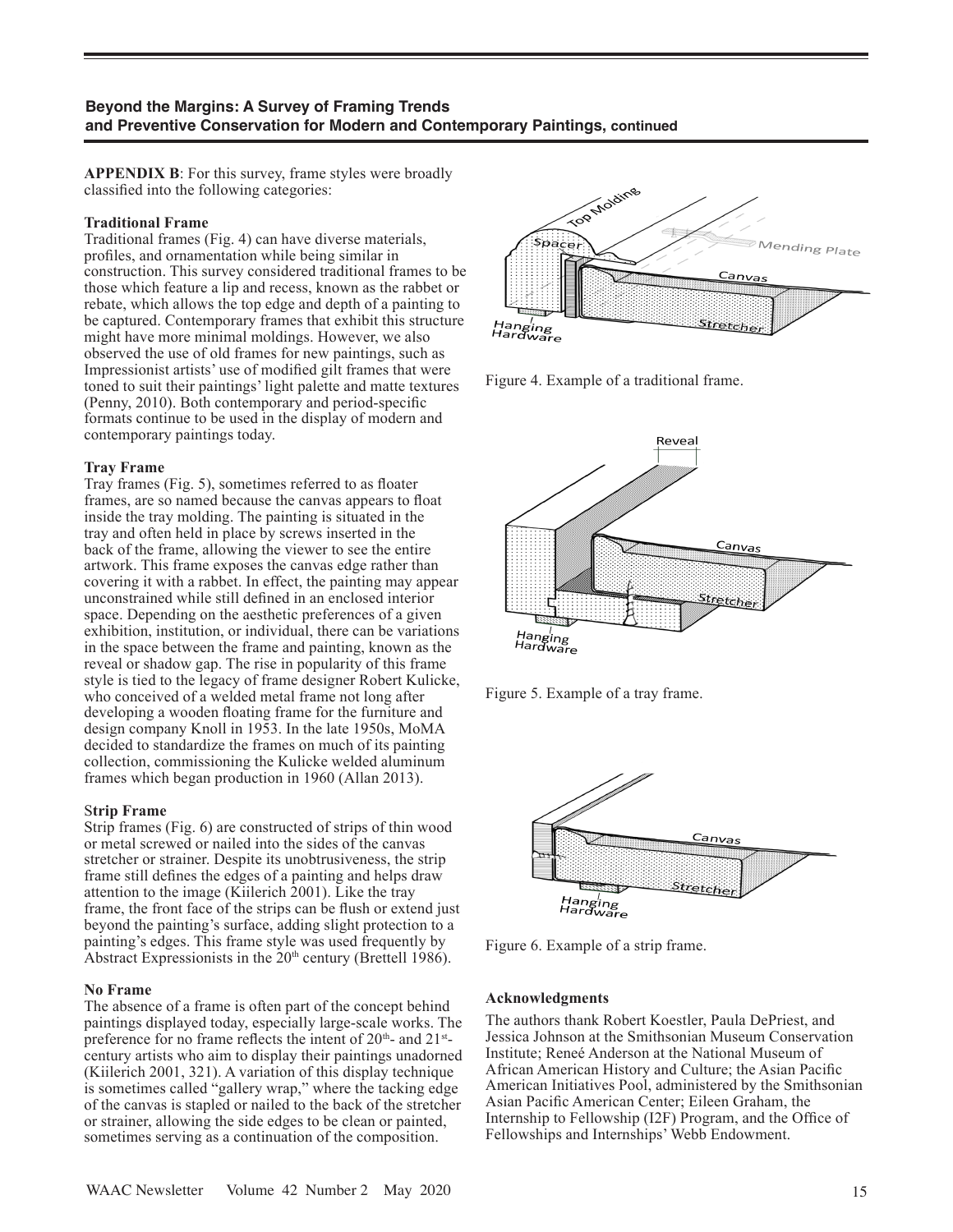**APPENDIX B**: For this survey, frame styles were broadly classified into the following categories:

**Traditional Frame**

Traditional frames (Fig. 4) can have diverse materials, profiles, and ornamentation while being similar in construction. This survey considered traditional frames to be those which feature a lip and recess, known as the rabbet or rebate, which allows the top edge and depth of a painting to be captured. Contemporary frames that exhibit this structure might have more minimal moldings. However, we also observed the use of old frames for new paintings, such as Impressionist artists' use of modified gilt frames that were toned to suit their paintings' light palette and matte textures (Penny, 2010). Both contemporary and period-specific formats continue to be used in the display of modern and contemporary paintings today.

**Tray Frame**

Tray frames (Fig. 5), sometimes referred to as floater frames, are so named because the canvas appears to float inside the tray molding. The painting is situated in the tray and often held in place by screws inserted in the back of the frame, allowing the viewer to see the entire artwork. This frame exposes the canvas edge rather than covering it with a rabbet. In effect, the painting may appear unconstrained while still defined in an enclosed interior space. Depending on the aesthetic preferences of a given exhibition, institution, or individual, there can be variations in the space between the frame and painting, known as the reveal or shadow gap. The rise in popularity of this frame style is tied to the legacy of frame designer Robert Kulicke, who conceived of a welded metal frame not long after developing a wooden floating frame for the furniture and design company Knoll in 1953. In the late 1950s, MoMA decided to standardize the frames on much of its painting collection, commissioning the Kulicke welded aluminum frames which began production in 1960 (Allan 2013).

**Strip Frame**

Strip frames (Fig. 6) are constructed of strips of thin wood or metal screwed or nailed into the sides of the canvas stretcher or strainer. Despite its unobtrusiveness, the strip frame still defines the edges of a painting and helps draw attention to the image (Kiilerich 2001). Like the tray frame, the front face of the strips can be flush or extend just beyond the painting's surface, adding slight protection to a painting's edges. This frame style was used frequently by Abstract Expressionists in the 20th century (Brettell 1986).

**No Frame**

The absence of a frame is often part of the concept behind paintings displayed today, especially large-scale works. The preference for no frame reflects the intent of 20th- and 21st-century artists who aim to display their paintings unadorned (Kiilerich 2001, 321). A variation of this display technique is sometimes called "gallery wrap," where the tacking edge of the canvas is stapled or nailed to the back of the stretcher or strainer, allowing the side edges to be clean or painted, sometimes serving as a continuation of the composition.

Top Molding
Spacer
Mending Plate
Canvas
Stretcher
Hanging Hardware

Figure 4. Example of a traditional frame.

Reveal
Canvas
Stretcher
Hanging Hardware

Figure 5. Example of a tray frame.

Canvas
Stretcher
Hanging Hardware

Figure 6. Example of a strip frame.

**Acknowledgments**

The authors thank Robert Koestler, Paula DePriest, and Jessica Johnson at the Smithsonian Museum Conservation Institute; Reneé Anderson at the National Museum of African American History and Culture; the Asian Pacific American Initiatives Pool, administered by the Smithsonian Asian Pacific American Center; Eileen Graham, the Internship to Fellowship (I2F) Program, and the Office of Fellowships and Internships' Webb Endowment.